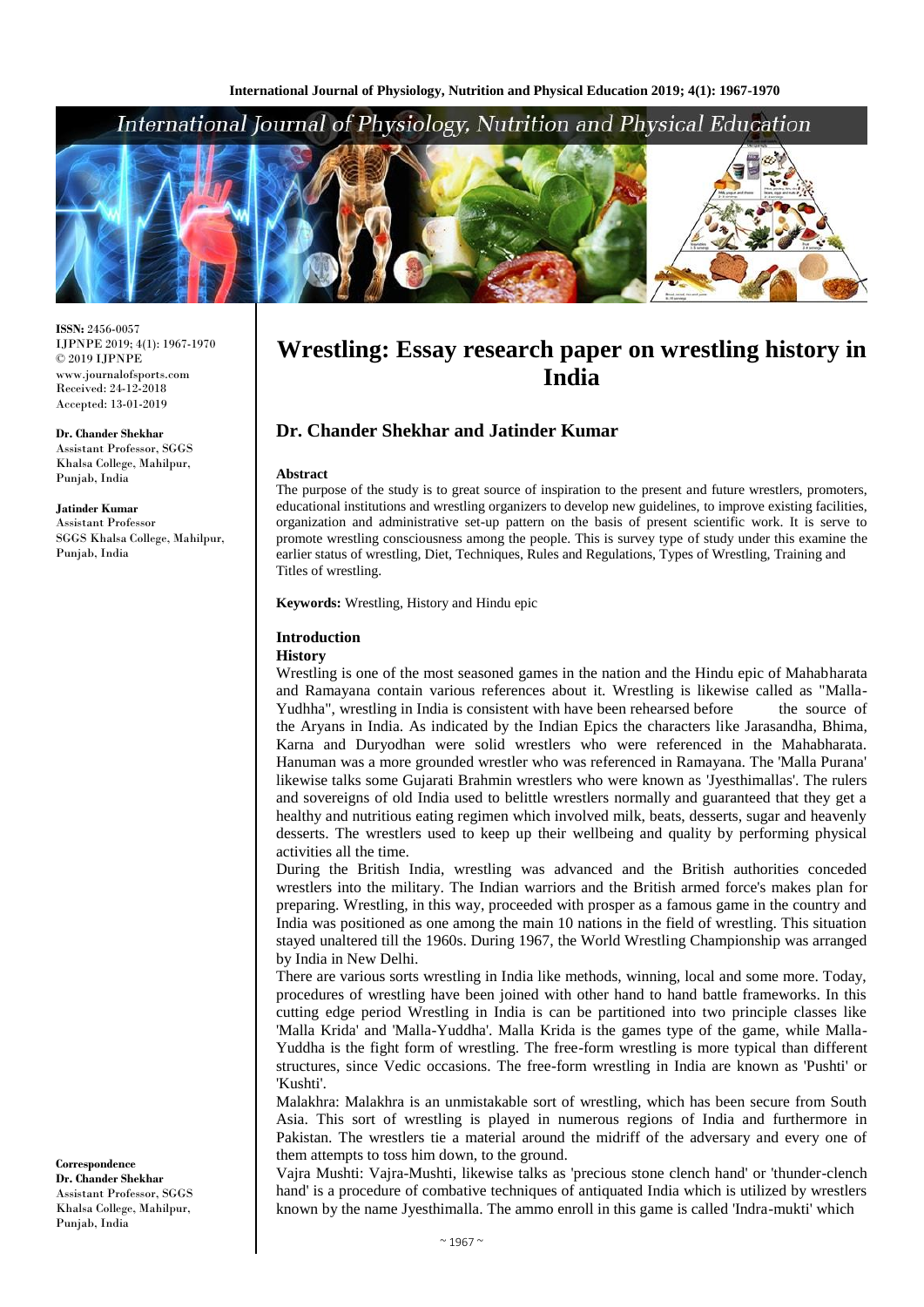# Wrestling: Essay research paper on wrestling history in India

## Dr. Chander Shekhar and Jatinder Kumar

**ISSN:** 2456-0057
IJPNPE 2019; 4(1): 1967-1970
© 2019 IJPNPE
www.journalofsports.com
Received: 24-12-2018
Accepted: 13-01-2019

**Dr. Chander Shekhar**
Assistant Professor, SGGS Khalsa College, Mahilpur, Punjab, India

**Jatinder Kumar**
Assistant Professor
SGGS Khalsa College, Mahilpur, Punjab, India

**Correspondence**
**Dr. Chander Shekhar**
Assistant Professor, SGGS Khalsa College, Mahilpur, Punjab, India

**Abstract**

The purpose of the study is to great source of inspiration to the present and future wrestlers, promoters, educational institutions and wrestling organizers to develop new guidelines, to improve existing facilities, organization and administrative set-up pattern on the basis of present scientific work. It is serve to promote wrestling consciousness among the people. This is survey type of study under this examine the earlier status of wrestling, Diet, Techniques, Rules and Regulations, Types of Wrestling, Training and Titles of wrestling.

**Keywords:** Wrestling, History and Hindu epic

### Introduction

#### History

Wrestling is one of the most seasoned games in the nation and the Hindu epic of Mahabharata and Ramayana contain various references about it. Wrestling is likewise called as "Malla-Yudhha", wrestling in India is consistent with have been rehearsed before the source of the Aryans in India. As indicated by the Indian Epics the characters like Jarasandha, Bhima, Karna and Duryodhan were solid wrestlers who were referenced in the Mahabharata. Hanuman was a more grounded wrestler who was referenced in Ramayana. The 'Malla Purana' likewise talks some Gujarati Brahmin wrestlers who were known as 'Jyesthimallas'. The rulers and sovereigns of old India used to belittle wrestlers normally and guaranteed that they get a healthy and nutritious eating regimen which involved milk, beats, desserts, sugar and heavenly desserts. The wrestlers used to keep up their wellbeing and quality by performing physical activities all the time.

During the British India, wrestling was advanced and the British authorities conceded wrestlers into the military. The Indian warriors and the British armed force's makes plan for preparing. Wrestling, in this way, proceeded with prosper as a famous game in the country and India was positioned as one among the main 10 nations in the field of wrestling. This situation stayed unaltered till the 1960s. During 1967, the World Wrestling Championship was arranged by India in New Delhi.

There are various sorts wrestling in India like methods, winning, local and some more. Today, procedures of wrestling have been joined with other hand to hand battle frameworks. In this cutting edge period Wrestling in India is can be partitioned into two principle classes like 'Malla Krida' and 'Malla-Yuddha'. Malla Krida is the games type of the game, while Malla-Yuddha is the fight form of wrestling. The free-form wrestling is more typical than different structures, since Vedic occasions. The free-form wrestling in India are known as 'Pushti' or 'Kushti'.

Malakhra: Malakhra is an unmistakable sort of wrestling, which has been secure from South Asia. This sort of wrestling is played in numerous regions of India and furthermore in Pakistan. The wrestlers tie a material around the midriff of the adversary and every one of them attempts to toss him down, to the ground.

Vajra Mushti: Vajra-Mushti, likewise talks as 'precious stone clench hand' or 'thunder-clench hand' is a procedure of combative techniques of antiquated India which is utilized by wrestlers known by the name Jyesthimalla. The ammo enroll in this game is called 'Indra-mukti' which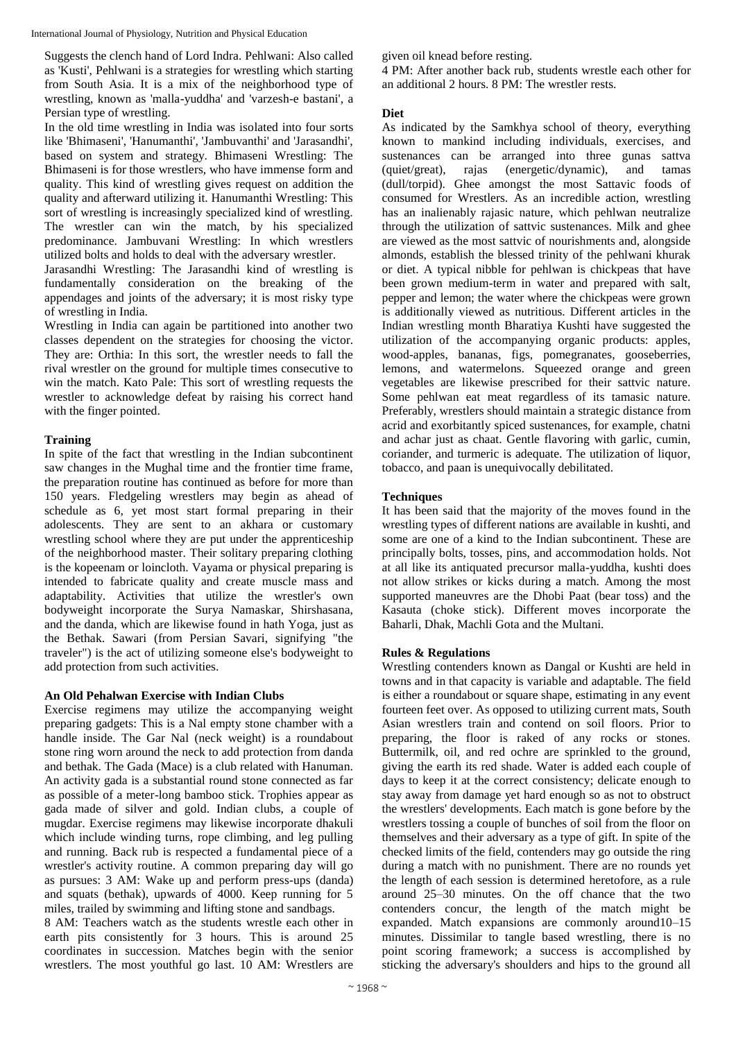Suggests the clench hand of Lord Indra. Pehlwani: Also called as 'Kusti', Pehlwani is a strategies for wrestling which starting from South Asia. It is a mix of the neighborhood type of wrestling, known as 'malla-yuddha' and 'varzesh-e bastani', a Persian type of wrestling.

In the old time wrestling in India was isolated into four sorts like 'Bhimaseni', 'Hanumanthi', 'Jambuvanthi' and 'Jarasandhi', based on system and strategy. Bhimaseni Wrestling: The Bhimaseni is for those wrestlers, who have immense form and quality. This kind of wrestling gives request on addition the quality and afterward utilizing it. Hanumanthi Wrestling: This sort of wrestling is increasingly specialized kind of wrestling. The wrestler can win the match, by his specialized predominance. Jambuvani Wrestling: In which wrestlers utilized bolts and holds to deal with the adversary wrestler.

Jarasandhi Wrestling: The Jarasandhi kind of wrestling is fundamentally consideration on the breaking of the appendages and joints of the adversary; it is most risky type of wrestling in India.

Wrestling in India can again be partitioned into another two classes dependent on the strategies for choosing the victor. They are: Orthia: In this sort, the wrestler needs to fall the rival wrestler on the ground for multiple times consecutive to win the match. Kato Pale: This sort of wrestling requests the wrestler to acknowledge defeat by raising his correct hand with the finger pointed.

### Training

In spite of the fact that wrestling in the Indian subcontinent saw changes in the Mughal time and the frontier time frame, the preparation routine has continued as before for more than 150 years. Fledgeling wrestlers may begin as ahead of schedule as 6, yet most start formal preparing in their adolescents. They are sent to an akhara or customary wrestling school where they are put under the apprenticeship of the neighborhood master. Their solitary preparing clothing is the kopeenam or loincloth. Vayama or physical preparing is intended to fabricate quality and create muscle mass and adaptability. Activities that utilize the wrestler's own bodyweight incorporate the Surya Namaskar, Shirshasana, and the danda, which are likewise found in hath Yoga, just as the Bethak. Sawari (from Persian Savari, signifying "the traveler") is the act of utilizing someone else's bodyweight to add protection from such activities.

### An Old Pehalwan Exercise with Indian Clubs

Exercise regimens may utilize the accompanying weight preparing gadgets: This is a Nal empty stone chamber with a handle inside. The Gar Nal (neck weight) is a roundabout stone ring worn around the neck to add protection from danda and bethak. The Gada (Mace) is a club related with Hanuman. An activity gada is a substantial round stone connected as far as possible of a meter-long bamboo stick. Trophies appear as gada made of silver and gold. Indian clubs, a couple of mugdar. Exercise regimens may likewise incorporate dhakuli which include winding turns, rope climbing, and leg pulling and running. Back rub is respected a fundamental piece of a wrestler's activity routine. A common preparing day will go as pursues: 3 AM: Wake up and perform press-ups (danda) and squats (bethak), upwards of 4000. Keep running for 5 miles, trailed by swimming and lifting stone and sandbags.

8 AM: Teachers watch as the students wrestle each other in earth pits consistently for 3 hours. This is around 25 coordinates in succession. Matches begin with the senior wrestlers. The most youthful go last. 10 AM: Wrestlers are given oil knead before resting.

4 PM: After another back rub, students wrestle each other for an additional 2 hours. 8 PM: The wrestler rests.

### Diet

As indicated by the Samkhya school of theory, everything known to mankind including individuals, exercises, and sustenances can be arranged into three gunas sattva (quiet/great), rajas (energetic/dynamic), and tamas (dull/torpid). Ghee amongst the most Sattavic of foods of consumed for Wrestlers. As an incredible action, wrestling has an inalienably rajasic nature, which pehlwan neutralize through the utilization of sattvic sustenances. Milk and ghee are viewed as the most sattvic of nourishments and, alongside almonds, establish the blessed trinity of the pehlwani khurak or diet. A typical nibble for pehlwan is chickpeas that have been grown medium-term in water and prepared with salt, pepper and lemon; the water where the chickpeas were grown is additionally viewed as nutritious. Different articles in the Indian wrestling month Bharatiya Kushti have suggested the utilization of the accompanying organic products: apples, wood-apples, bananas, figs, pomegranates, gooseberries, lemons, and watermelons. Squeezed orange and green vegetables are likewise prescribed for their sattvic nature. Some pehlwan eat meat regardless of its tamasic nature. Preferably, wrestlers should maintain a strategic distance from acrid and exorbitantly spiced sustenances, for example, chatni and achar just as chaat. Gentle flavoring with garlic, cumin, coriander, and turmeric is adequate. The utilization of liquor, tobacco, and paan is unequivocally debilitated.

### Techniques

It has been said that the majority of the moves found in the wrestling types of different nations are available in kushti, and some are one of a kind to the Indian subcontinent. These are principally bolts, tosses, pins, and accommodation holds. Not at all like its antiquated precursor malla-yuddha, kushti does not allow strikes or kicks during a match. Among the most supported maneuvres are the Dhobi Paat (bear toss) and the Kasauta (choke stick). Different moves incorporate the Baharli, Dhak, Machli Gota and the Multani.

### Rules & Regulations

Wrestling contenders known as Dangal or Kushti are held in towns and in that capacity is variable and adaptable. The field is either a roundabout or square shape, estimating in any event fourteen feet over. As opposed to utilizing current mats, South Asian wrestlers train and contend on soil floors. Prior to preparing, the floor is raked of any rocks or stones. Buttermilk, oil, and red ochre are sprinkled to the ground, giving the earth its red shade. Water is added each couple of days to keep it at the correct consistency; delicate enough to stay away from damage yet hard enough so as not to obstruct the wrestlers' developments. Each match is gone before by the wrestlers tossing a couple of bunches of soil from the floor on themselves and their adversary as a type of gift. In spite of the checked limits of the field, contenders may go outside the ring during a match with no punishment. There are no rounds yet the length of each session is determined heretofore, as a rule around 25–30 minutes. On the off chance that the two contenders concur, the length of the match might be expanded. Match expansions are commonly around10–15 minutes. Dissimilar to tangle based wrestling, there is no point scoring framework; a success is accomplished by sticking the adversary's shoulders and hips to the ground all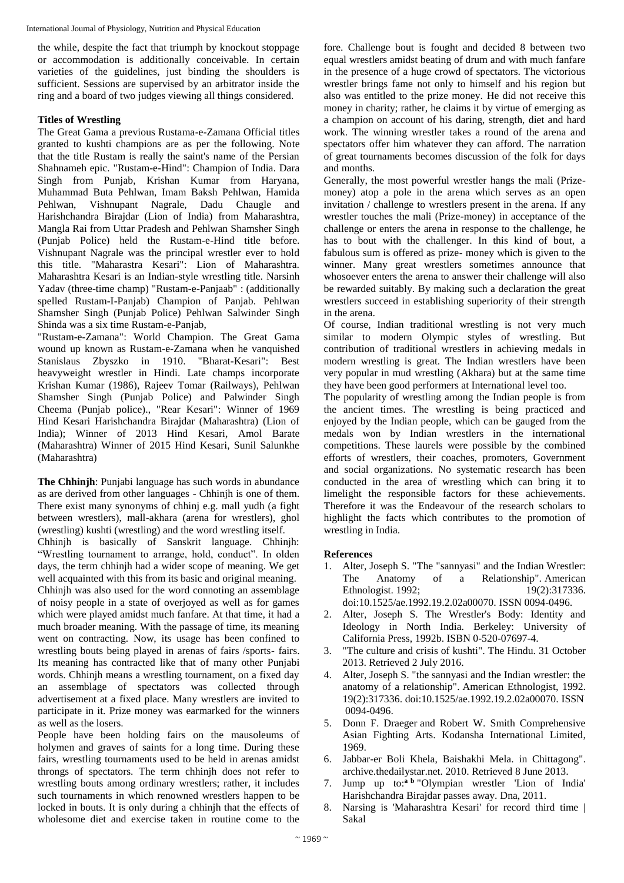the while, despite the fact that triumph by knockout stoppage or accommodation is additionally conceivable. In certain varieties of the guidelines, just binding the shoulders is sufficient. Sessions are supervised by an arbitrator inside the ring and a board of two judges viewing all things considered.

### Titles of Wrestling

The Great Gama a previous Rustama-e-Zamana Official titles granted to kushti champions are as per the following. Note that the title Rustam is really the saint's name of the Persian Shahnameh epic. "Rustam-e-Hind": Champion of India. Dara Singh from Punjab, Krishan Kumar from Haryana, Muhammad Buta Pehlwan, Imam Baksh Pehlwan, Hamida Pehlwan, Vishnupant Nagrale, Dadu Chaugle and Harishchandra Birajdar (Lion of India) from Maharashtra, Mangla Rai from Uttar Pradesh and Pehlwan Shamsher Singh (Punjab Police) held the Rustam-e-Hind title before. Vishnupant Nagrale was the principal wrestler ever to hold this title. "Maharastra Kesari": Lion of Maharashtra. Maharashtra Kesari is an Indian-style wrestling title. Narsinh Yadav (three-time champ) "Rustam-e-Panjaab" : (additionally spelled Rustam-I-Panjab) Champion of Panjab. Pehlwan Shamsher Singh (Punjab Police) Pehlwan Salwinder Singh Shinda was a six time Rustam-e-Panjab,

"Rustam-e-Zamana": World Champion. The Great Gama wound up known as Rustam-e-Zamana when he vanquished Stanislaus Zbyszko in 1910. "Bharat-Kesari": Best heavyweight wrestler in Hindi. Late champs incorporate Krishan Kumar (1986), Rajeev Tomar (Railways), Pehlwan Shamsher Singh (Punjab Police) and Palwinder Singh Cheema (Punjab police)., "Rear Kesari": Winner of 1969 Hind Kesari Harishchandra Birajdar (Maharashtra) (Lion of India); Winner of 2013 Hind Kesari, Amol Barate (Maharashtra) Winner of 2015 Hind Kesari, Sunil Salunkhe (Maharashtra)

**The Chhinjh**: Punjabi language has such words in abundance as are derived from other languages - Chhinjh is one of them. There exist many synonyms of chhinj e.g. mall yudh (a fight between wrestlers), mall-akhara (arena for wrestlers), ghol (wrestling) kushti (wrestling) and the word wrestling itself.

Chhinjh is basically of Sanskrit language. Chhinjh: "Wrestling tournament to arrange, hold, conduct". In olden days, the term chhinjh had a wider scope of meaning. We get well acquainted with this from its basic and original meaning.

Chhinjh was also used for the word connoting an assemblage of noisy people in a state of overjoyed as well as for games which were played amidst much fanfare. At that time, it had a much broader meaning. With the passage of time, its meaning went on contracting. Now, its usage has been confined to wrestling bouts being played in arenas of fairs /sports- fairs. Its meaning has contracted like that of many other Punjabi words. Chhinjh means a wrestling tournament, on a fixed day an assemblage of spectators was collected through advertisement at a fixed place. Many wrestlers are invited to participate in it. Prize money was earmarked for the winners as well as the losers.

People have been holding fairs on the mausoleums of holymen and graves of saints for a long time. During these fairs, wrestling tournaments used to be held in arenas amidst throngs of spectators. The term chhinjh does not refer to wrestling bouts among ordinary wrestlers; rather, it includes such tournaments in which renowned wrestlers happen to be locked in bouts. It is only during a chhinjh that the effects of wholesome diet and exercise taken in routine come to the fore. Challenge bout is fought and decided 8 between two equal wrestlers amidst beating of drum and with much fanfare in the presence of a huge crowd of spectators. The victorious wrestler brings fame not only to himself and his region but also was entitled to the prize money. He did not receive this money in charity; rather, he claims it by virtue of emerging as a champion on account of his daring, strength, diet and hard work. The winning wrestler takes a round of the arena and spectators offer him whatever they can afford. The narration of great tournaments becomes discussion of the folk for days and months.

Generally, the most powerful wrestler hangs the mali (Prize-money) atop a pole in the arena which serves as an open invitation / challenge to wrestlers present in the arena. If any wrestler touches the mali (Prize-money) in acceptance of the challenge or enters the arena in response to the challenge, he has to bout with the challenger. In this kind of bout, a fabulous sum is offered as prize- money which is given to the winner. Many great wrestlers sometimes announce that whosoever enters the arena to answer their challenge will also be rewarded suitably. By making such a declaration the great wrestlers succeed in establishing superiority of their strength in the arena.

Of course, Indian traditional wrestling is not very much similar to modern Olympic styles of wrestling. But contribution of traditional wrestlers in achieving medals in modern wrestling is great. The Indian wrestlers have been very popular in mud wrestling (Akhara) but at the same time they have been good performers at International level too.

The popularity of wrestling among the Indian people is from the ancient times. The wrestling is being practiced and enjoyed by the Indian people, which can be gauged from the medals won by Indian wrestlers in the international competitions. These laurels were possible by the combined efforts of wrestlers, their coaches, promoters, Government and social organizations. No systematic research has been conducted in the area of wrestling which can bring it to limelight the responsible factors for these achievements. Therefore it was the Endeavour of the research scholars to highlight the facts which contributes to the promotion of wrestling in India.

### References

1. Alter, Joseph S. "The "sannyasi" and the Indian Wrestler: The Anatomy of a Relationship". American Ethnologist. 1992; 19(2):317336. doi:10.1525/ae.1992.19.2.02a00070. ISSN 0094-0496.
2. Alter, Joseph S. The Wrestler's Body: Identity and Ideology in North India. Berkeley: University of California Press, 1992b. ISBN 0-520-07697-4.
3. "The culture and crisis of kushti". The Hindu. 31 October 2013. Retrieved 2 July 2016.
4. Alter, Joseph S. "the sannyasi and the Indian wrestler: the anatomy of a relationship". American Ethnologist, 1992. 19(2):317336. doi:10.1525/ae.1992.19.2.02a00070. ISSN 0094-0496.
5. Donn F. Draeger and Robert W. Smith Comprehensive Asian Fighting Arts. Kodansha International Limited, 1969.
6. Jabbar-er Boli Khela, Baishakhi Mela. in Chittagong". archive.thedailystar.net. 2010. Retrieved 8 June 2013.
7. Jump up to:[a b] "Olympian wrestler 'Lion of India' Harishchandra Birajdar passes away. Dna, 2011.
8. Narsing is 'Maharashtra Kesari' for record third time | Sakal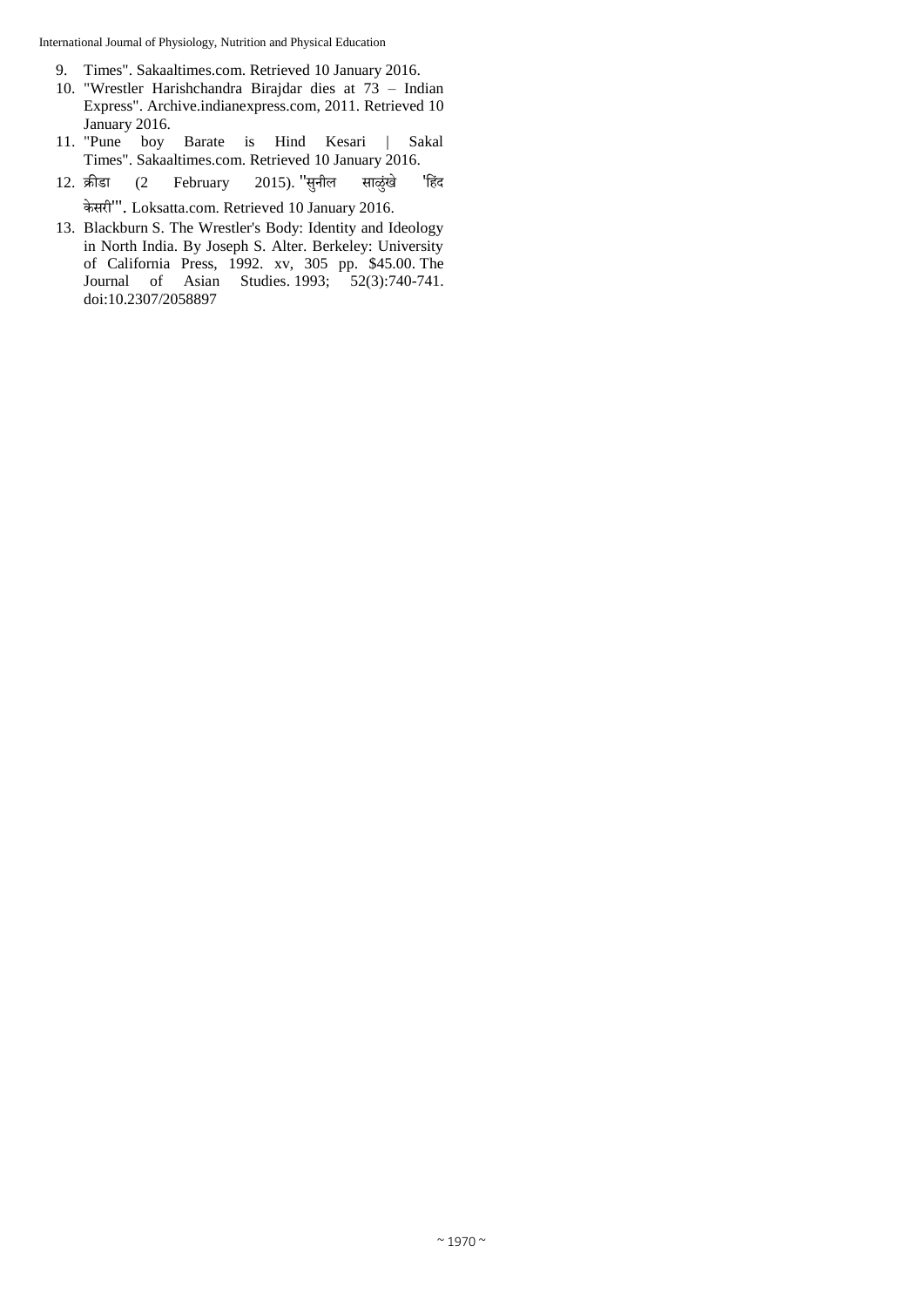9. Times". Sakaaltimes.com. Retrieved 10 January 2016.
10. "Wrestler Harishchandra Birajdar dies at 73 – Indian Express". Archive.indianexpress.com, 2011. Retrieved 10 January 2016.
11. "Pune boy Barate is Hind Kesari | Sakal Times". Sakaaltimes.com. Retrieved 10 January 2016.
12. क्रीडा (2 February 2015). "सुनील साळुंखे 'हिंद केसरी'". Loksatta.com. Retrieved 10 January 2016.
13. Blackburn S. The Wrestler's Body: Identity and Ideology in North India. By Joseph S. Alter. Berkeley: University of California Press, 1992. xv, 305 pp. $45.00. The Journal of Asian Studies. 1993; 52(3):740-741. doi:10.2307/2058897